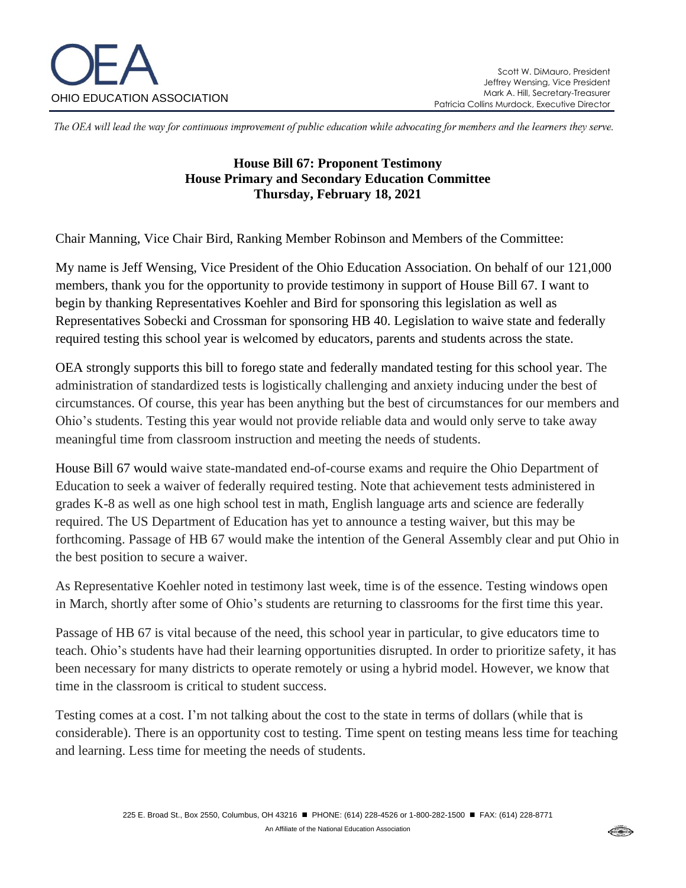# OEA

OHIO EDUCATION ASSOCIATION

Scott W. DiMauro, President
Jeffrey Wensing, Vice President
Mark A. Hill, Secretary-Treasurer
Patricia Collins Murdock, Executive Director

*The OEA will lead the way for continuous improvement of public education while advocating for members and the learners they serve.*

**House Bill 67: Proponent Testimony**
**House Primary and Secondary Education Committee**
**Thursday, February 18, 2021**

Chair Manning, Vice Chair Bird, Ranking Member Robinson and Members of the Committee:

My name is Jeff Wensing, Vice President of the Ohio Education Association. On behalf of our 121,000 members, thank you for the opportunity to provide testimony in support of House Bill 67. I want to begin by thanking Representatives Koehler and Bird for sponsoring this legislation as well as Representatives Sobecki and Crossman for sponsoring HB 40. Legislation to waive state and federally required testing this school year is welcomed by educators, parents and students across the state.

OEA strongly supports this bill to forego state and federally mandated testing for this school year. The administration of standardized tests is logistically challenging and anxiety inducing under the best of circumstances. Of course, this year has been anything but the best of circumstances for our members and Ohio's students. Testing this year would not provide reliable data and would only serve to take away meaningful time from classroom instruction and meeting the needs of students.

House Bill 67 would waive state-mandated end-of-course exams and require the Ohio Department of Education to seek a waiver of federally required testing. Note that achievement tests administered in grades K-8 as well as one high school test in math, English language arts and science are federally required. The US Department of Education has yet to announce a testing waiver, but this may be forthcoming. Passage of HB 67 would make the intention of the General Assembly clear and put Ohio in the best position to secure a waiver.

As Representative Koehler noted in testimony last week, time is of the essence. Testing windows open in March, shortly after some of Ohio's students are returning to classrooms for the first time this year.

Passage of HB 67 is vital because of the need, this school year in particular, to give educators time to teach. Ohio's students have had their learning opportunities disrupted. In order to prioritize safety, it has been necessary for many districts to operate remotely or using a hybrid model. However, we know that time in the classroom is critical to student success.

Testing comes at a cost. I'm not talking about the cost to the state in terms of dollars (while that is considerable). There is an opportunity cost to testing. Time spent on testing means less time for teaching and learning. Less time for meeting the needs of students.

225 E. Broad St., Box 2550, Columbus, OH 43216 ■ PHONE: (614) 228-4526 or 1-800-282-1500 ■ FAX: (614) 228-8771

An Affiliate of the National Education Association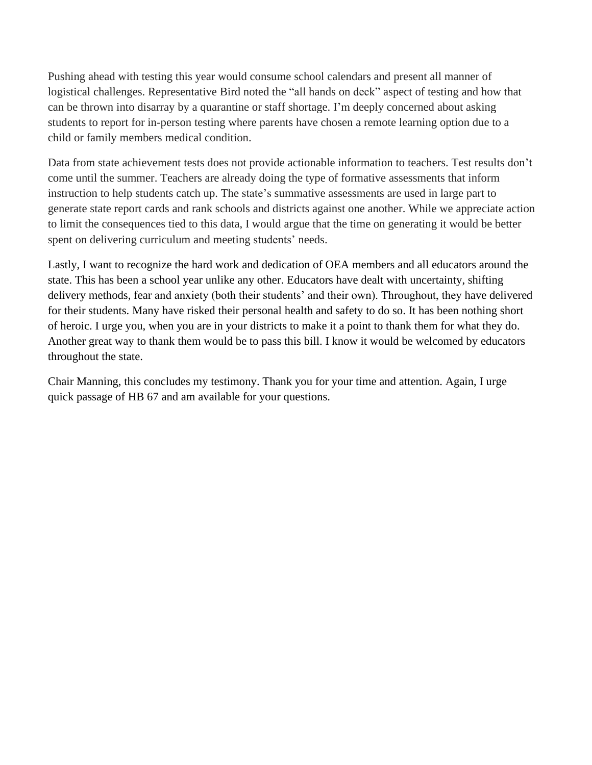Pushing ahead with testing this year would consume school calendars and present all manner of logistical challenges. Representative Bird noted the "all hands on deck" aspect of testing and how that can be thrown into disarray by a quarantine or staff shortage. I'm deeply concerned about asking students to report for in-person testing where parents have chosen a remote learning option due to a child or family members medical condition.

Data from state achievement tests does not provide actionable information to teachers. Test results don't come until the summer. Teachers are already doing the type of formative assessments that inform instruction to help students catch up. The state's summative assessments are used in large part to generate state report cards and rank schools and districts against one another. While we appreciate action to limit the consequences tied to this data, I would argue that the time on generating it would be better spent on delivering curriculum and meeting students' needs.

Lastly, I want to recognize the hard work and dedication of OEA members and all educators around the state. This has been a school year unlike any other. Educators have dealt with uncertainty, shifting delivery methods, fear and anxiety (both their students' and their own). Throughout, they have delivered for their students. Many have risked their personal health and safety to do so. It has been nothing short of heroic. I urge you, when you are in your districts to make it a point to thank them for what they do. Another great way to thank them would be to pass this bill. I know it would be welcomed by educators throughout the state.

Chair Manning, this concludes my testimony. Thank you for your time and attention. Again, I urge quick passage of HB 67 and am available for your questions.